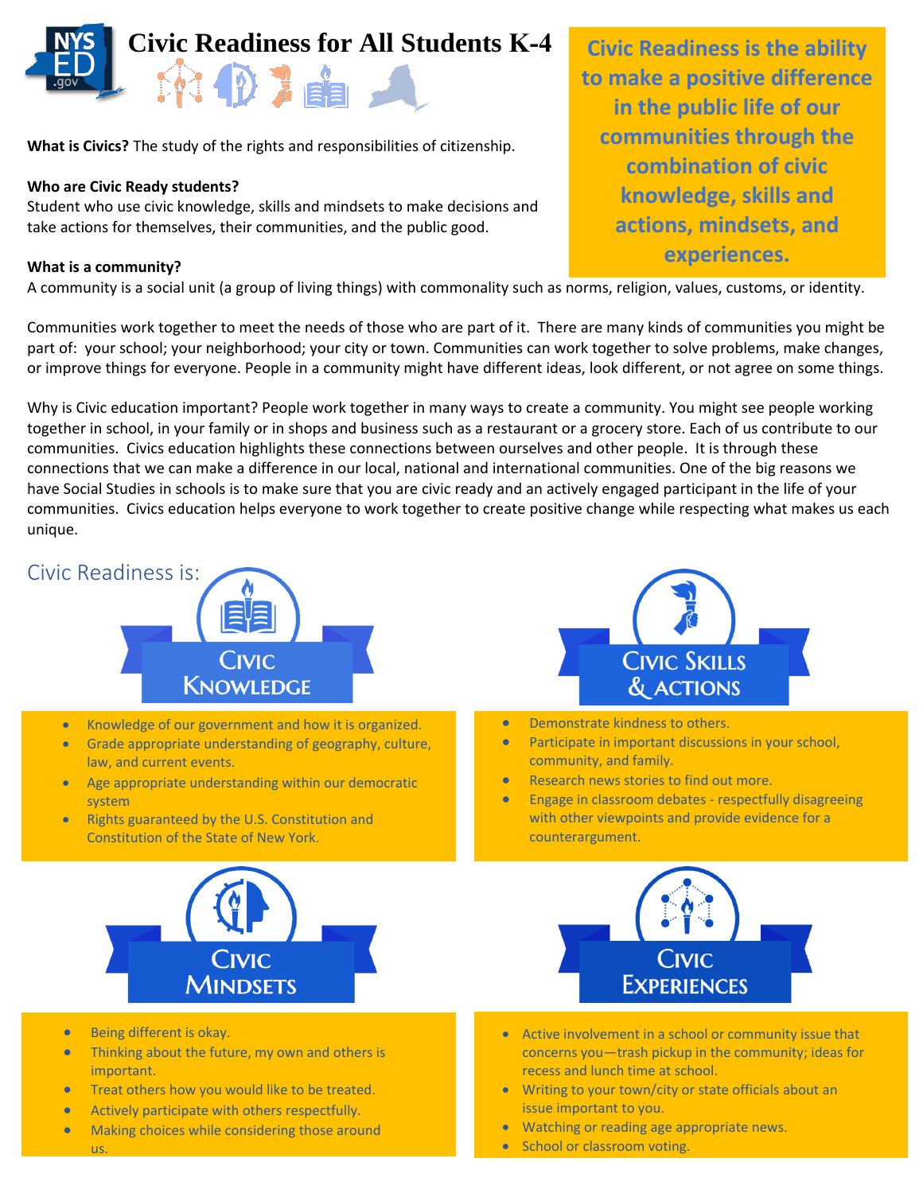# Civic Readiness for All Students K-4

**Civic Readiness is the ability to make a positive difference in the public life of our communities through the combination of civic knowledge, skills and actions, mindsets, and experiences.**

**What is Civics?** The study of the rights and responsibilities of citizenship.

**Who are Civic Ready students?**
Student who use civic knowledge, skills and mindsets to make decisions and take actions for themselves, their communities, and the public good.

**What is a community?**
A community is a social unit (a group of living things) with commonality such as norms, religion, values, customs, or identity.

Communities work together to meet the needs of those who are part of it. There are many kinds of communities you might be part of: your school; your neighborhood; your city or town. Communities can work together to solve problems, make changes, or improve things for everyone. People in a community might have different ideas, look different, or not agree on some things.

Why is Civic education important? People work together in many ways to create a community. You might see people working together in school, in your family or in shops and business such as a restaurant or a grocery store. Each of us contribute to our communities. Civics education highlights these connections between ourselves and other people. It is through these connections that we can make a difference in our local, national and international communities. One of the big reasons we have Social Studies in schools is to make sure that you are civic ready and an actively engaged participant in the life of your communities. Civics education helps everyone to work together to create positive change while respecting what makes us each unique.

## Civic Readiness is:

### Civic Knowledge

- Knowledge of our government and how it is organized.
- Grade appropriate understanding of geography, culture, law, and current events.
- Age appropriate understanding within our democratic system
- Rights guaranteed by the U.S. Constitution and Constitution of the State of New York.

### Civic Skills & Actions

- Demonstrate kindness to others.
- Participate in important discussions in your school, community, and family.
- Research news stories to find out more.
- Engage in classroom debates - respectfully disagreeing with other viewpoints and provide evidence for a counterargument.

### Civic Mindsets

- Being different is okay.
- Thinking about the future, my own and others is important.
- Treat others how you would like to be treated.
- Actively participate with others respectfully.
- Making choices while considering those around us.

### Civic Experiences

- Active involvement in a school or community issue that concerns you—trash pickup in the community; ideas for recess and lunch time at school.
- Writing to your town/city or state officials about an issue important to you.
- Watching or reading age appropriate news.
- School or classroom voting.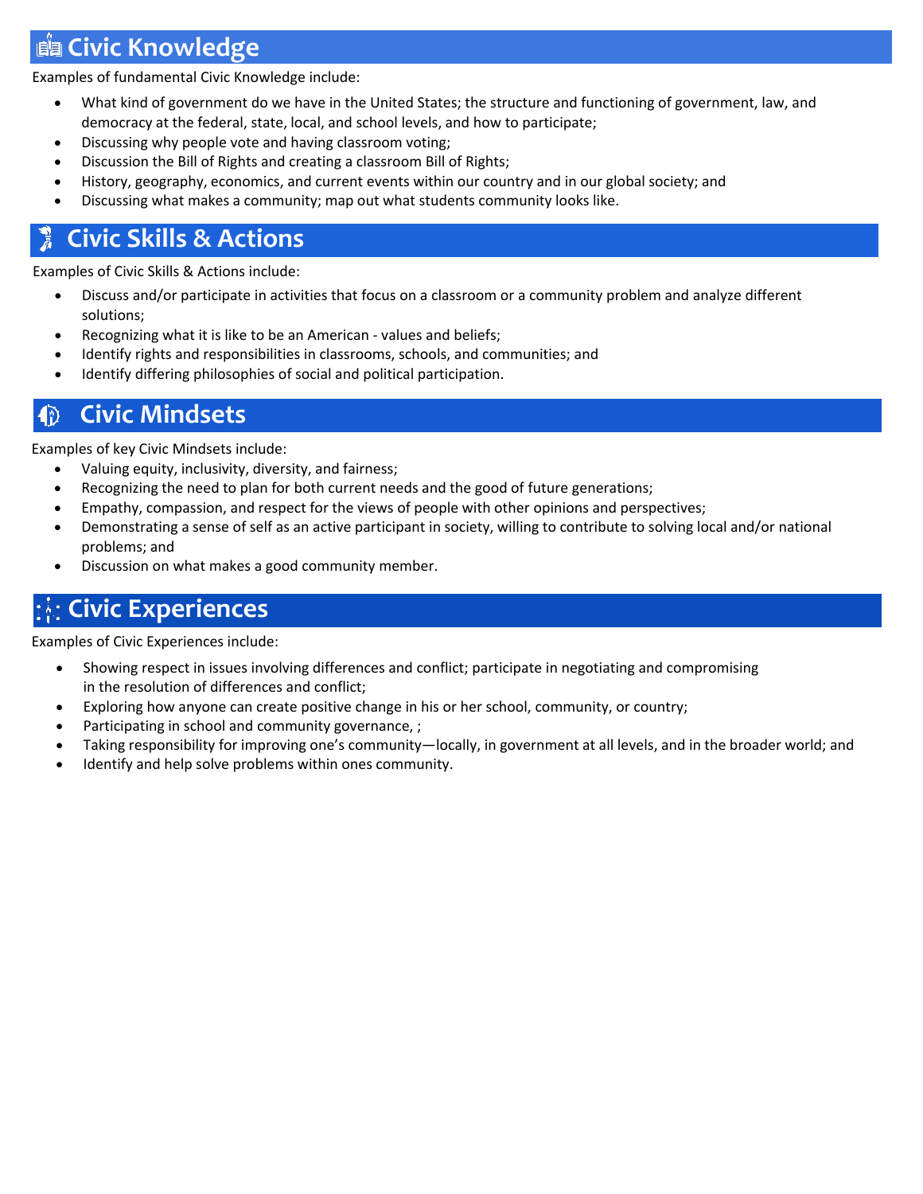## Civic Knowledge

Examples of fundamental Civic Knowledge include:

- What kind of government do we have in the United States; the structure and functioning of government, law, and democracy at the federal, state, local, and school levels, and how to participate;
- Discussing why people vote and having classroom voting;
- Discussion the Bill of Rights and creating a classroom Bill of Rights;
- History, geography, economics, and current events within our country and in our global society; and
- Discussing what makes a community; map out what students community looks like.

## Civic Skills & Actions

Examples of Civic Skills & Actions include:

- Discuss and/or participate in activities that focus on a classroom or a community problem and analyze different solutions;
- Recognizing what it is like to be an American - values and beliefs;
- Identify rights and responsibilities in classrooms, schools, and communities; and
- Identify differing philosophies of social and political participation.

## Civic Mindsets

Examples of key Civic Mindsets include:

- Valuing equity, inclusivity, diversity, and fairness;
- Recognizing the need to plan for both current needs and the good of future generations;
- Empathy, compassion, and respect for the views of people with other opinions and perspectives;
- Demonstrating a sense of self as an active participant in society, willing to contribute to solving local and/or national problems; and
- Discussion on what makes a good community member.

## Civic Experiences

Examples of Civic Experiences include:

- Showing respect in issues involving differences and conflict; participate in negotiating and compromising in the resolution of differences and conflict;
- Exploring how anyone can create positive change in his or her school, community, or country;
- Participating in school and community governance, ;
- Taking responsibility for improving one's community—locally, in government at all levels, and in the broader world; and
- Identify and help solve problems within ones community.